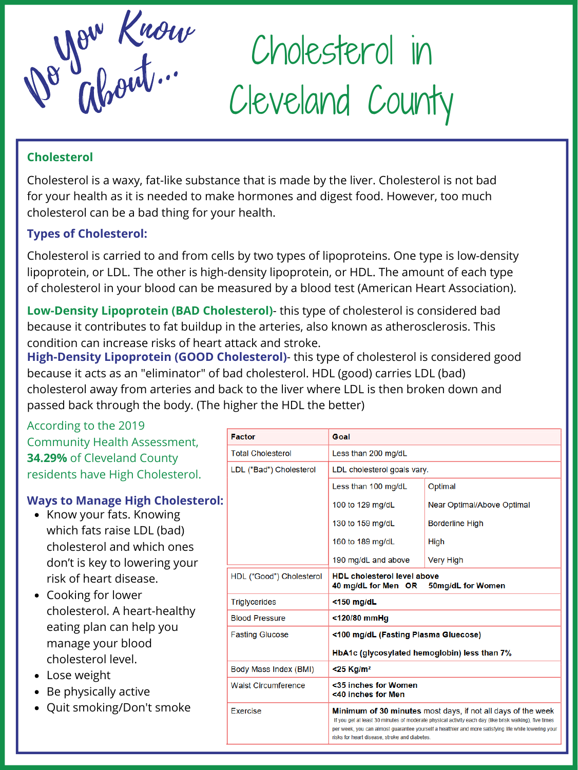# Do You Know About... Cholesterol in Cleveland County

## Cholesterol

Cholesterol is a waxy, fat-like substance that is made by the liver. Cholesterol is not bad for your health as it is needed to make hormones and digest food. However, too much cholesterol can be a bad thing for your health.

### Types of Cholesterol:

Cholesterol is carried to and from cells by two types of lipoproteins. One type is low-density lipoprotein, or LDL. The other is high-density lipoprotein, or HDL. The amount of each type of cholesterol in your blood can be measured by a blood test (American Heart Association).

**Low-Density Lipoprotein (BAD Cholesterol)**- this type of cholesterol is considered bad because it contributes to fat buildup in the arteries, also known as atherosclerosis. This condition can increase risks of heart attack and stroke.

**High-Density Lipoprotein (GOOD Cholesterol)**- this type of cholesterol is considered good because it acts as an "eliminator" of bad cholesterol. HDL (good) carries LDL (bad) cholesterol away from arteries and back to the liver where LDL is then broken down and passed back through the body. (The higher the HDL the better)

According to the 2019 Community Health Assessment, **34.29%** of Cleveland County residents have High Cholesterol.

### Ways to Manage High Cholesterol:

- Know your fats. Knowing which fats raise LDL (bad) cholesterol and which ones don't is key to lowering your risk of heart disease.
- Cooking for lower cholesterol. A heart-healthy eating plan can help you manage your blood cholesterol level.
- Lose weight
- Be physically active
- Quit smoking/Don't smoke

| Factor | Goal | |
|---|---|---|
| Total Cholesterol | Less than 200 mg/dL | |
| LDL ("Bad") Cholesterol | LDL cholesterol goals vary. | |
| | Less than 100 mg/dL | Optimal |
| | 100 to 129 mg/dL | Near Optimal/Above Optimal |
| | 130 to 159 mg/dL | Borderline High |
| | 160 to 189 mg/dL | High |
| | 190 mg/dL and above | Very High |
| HDL ("Good") Cholesterol | **HDL cholesterol level above 40 mg/dL for Men OR 50mg/dL for Women** | |
| Triglycerides | **<150 mg/dL** | |
| Blood Pressure | **<120/80 mmHg** | |
| Fasting Glucose | **<100 mg/dL (Fasting Plasma Gluecose)**<br>**HbA1c (glycosylated hemoglobin) less than 7%** | |
| Body Mass Index (BMI) | **<25 Kg/m²** | |
| Waist Circumference | **<35 inches for Women**<br>**<40 inches for Men** | |
| Exercise | **Minimum of 30 minutes** most days, if not all days of the week<br>If you get at least 30 minutes of moderate physical activity each day (like brisk walking), five times per week, you can almost guarantee yourself a healthier and more satisfying life while lowering your risks for heart disease, stroke and diabetes. | |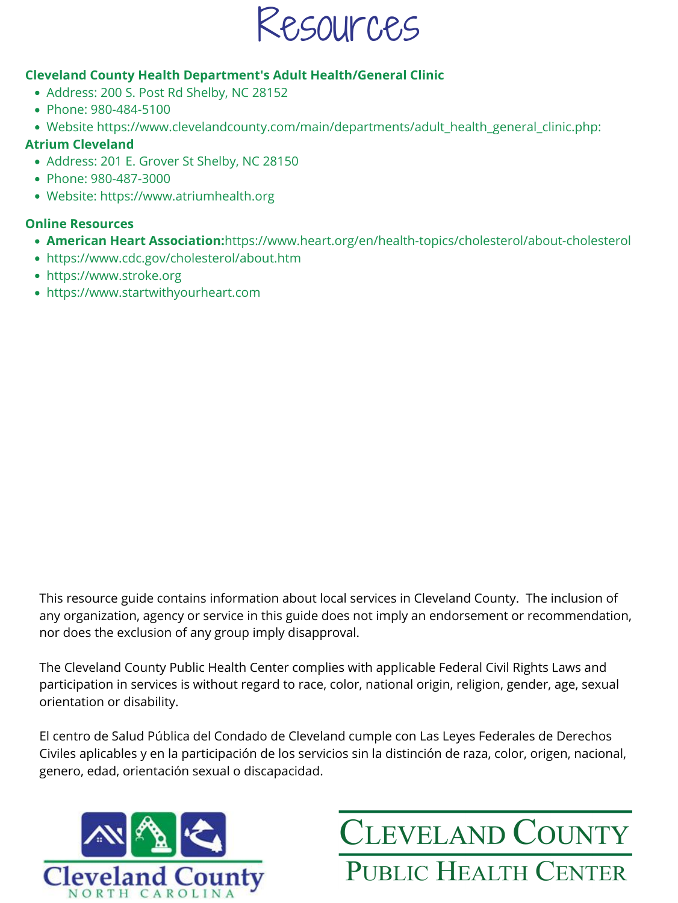# Resources

**Cleveland County Health Department's Adult Health/General Clinic**

- Address: 200 S. Post Rd Shelby, NC 28152
- Phone: 980-484-5100
- Website https://www.clevelandcounty.com/main/departments/adult_health_general_clinic.php:

**Atrium Cleveland**

- Address: 201 E. Grover St Shelby, NC 28150
- Phone: 980-487-3000
- Website: https://www.atriumhealth.org

**Online Resources**

- **American Heart Association:**https://www.heart.org/en/health-topics/cholesterol/about-cholesterol
- https://www.cdc.gov/cholesterol/about.htm
- https://www.stroke.org
- https://www.startwithyourheart.com

This resource guide contains information about local services in Cleveland County. The inclusion of any organization, agency or service in this guide does not imply an endorsement or recommendation, nor does the exclusion of any group imply disapproval.

The Cleveland County Public Health Center complies with applicable Federal Civil Rights Laws and participation in services is without regard to race, color, national origin, religion, gender, age, sexual orientation or disability.

El centro de Salud Pública del Condado de Cleveland cumple con Las Leyes Federales de Derechos Civiles aplicables y en la participación de los servicios sin la distinción de raza, color, origen, nacional, genero, edad, orientación sexual o discapacidad.

Cleveland County
NORTH CAROLINA

Cleveland County
Public Health Center